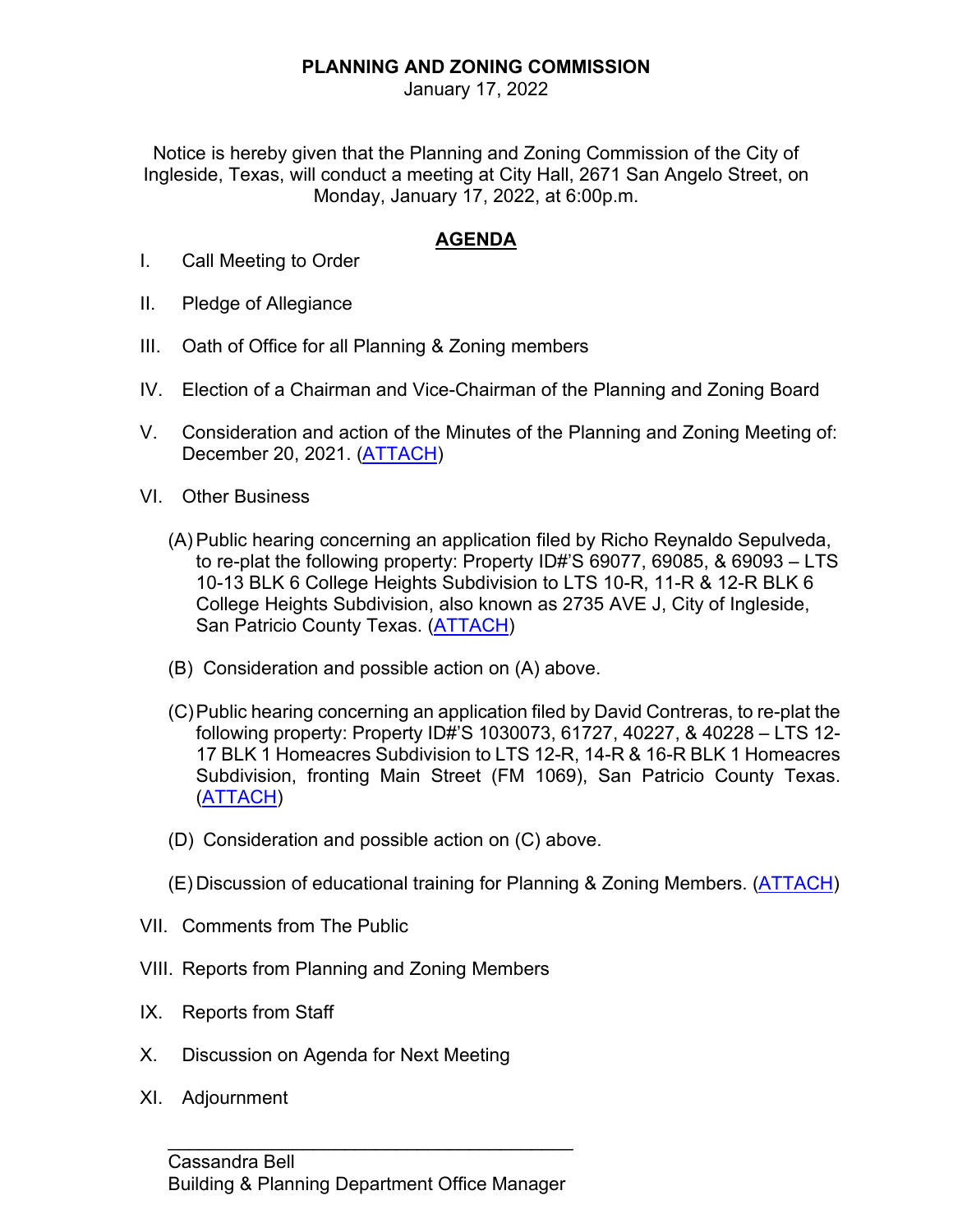# PLANNING AND ZONING COMMISSION

January 17, 2022

Notice is hereby given that the Planning and Zoning Commission of the City of Ingleside, Texas, will conduct a meeting at City Hall, 2671 San Angelo Street, on Monday, January 17, 2022, at 6:00p.m.

## AGENDA

I. Call Meeting to Order

II. Pledge of Allegiance

III. Oath of Office for all Planning & Zoning members

IV. Election of a Chairman and Vice-Chairman of the Planning and Zoning Board

V. Consideration and action of the Minutes of the Planning and Zoning Meeting of: December 20, 2021. (ATTACH)

VI. Other Business

(A) Public hearing concerning an application filed by Richo Reynaldo Sepulveda, to re-plat the following property: Property ID#'S 69077, 69085, & 69093 – LTS 10-13 BLK 6 College Heights Subdivision to LTS 10-R, 11-R & 12-R BLK 6 College Heights Subdivision, also known as 2735 AVE J, City of Ingleside, San Patricio County Texas. (ATTACH)

(B) Consideration and possible action on (A) above.

(C) Public hearing concerning an application filed by David Contreras, to re-plat the following property: Property ID#'S 1030073, 61727, 40227, & 40228 – LTS 12-17 BLK 1 Homeacres Subdivision to LTS 12-R, 14-R & 16-R BLK 1 Homeacres Subdivision, fronting Main Street (FM 1069), San Patricio County Texas. (ATTACH)

(D) Consideration and possible action on (C) above.

(E) Discussion of educational training for Planning & Zoning Members. (ATTACH)

VII. Comments from The Public

VIII. Reports from Planning and Zoning Members

IX. Reports from Staff

X. Discussion on Agenda for Next Meeting

XI. Adjournment

\_\_\_\_\_\_\_\_\_\_\_\_\_\_\_\_\_\_\_\_\_\_\_\_\_\_\_\_\_\_\_\_\_\_\_\_\_\_\_\_

Cassandra Bell
Building & Planning Department Office Manager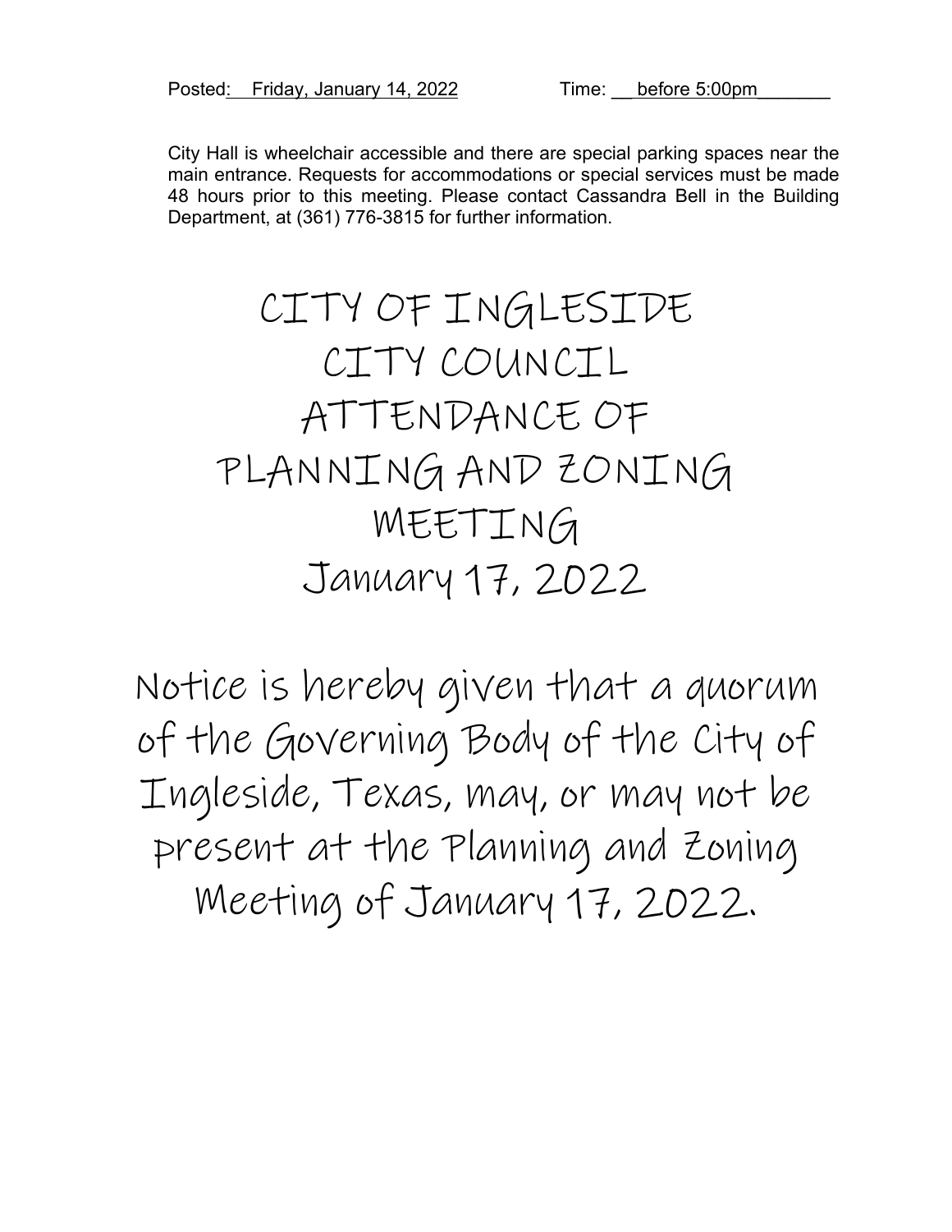Posted: Friday, January 14, 2022 Time: before 5:00pm

City Hall is wheelchair accessible and there are special parking spaces near the main entrance. Requests for accommodations or special services must be made 48 hours prior to this meeting. Please contact Cassandra Bell in the Building Department, at (361) 776-3815 for further information.

# CITY OF INGLESIDE
# CITY COUNCIL
# ATTENDANCE OF
# PLANNING AND ZONING
# MEETING
# January 17, 2022

Notice is hereby given that a quorum of the Governing Body of the City of Ingleside, Texas, may, or may not be present at the Planning and Zoning Meeting of January 17, 2022.